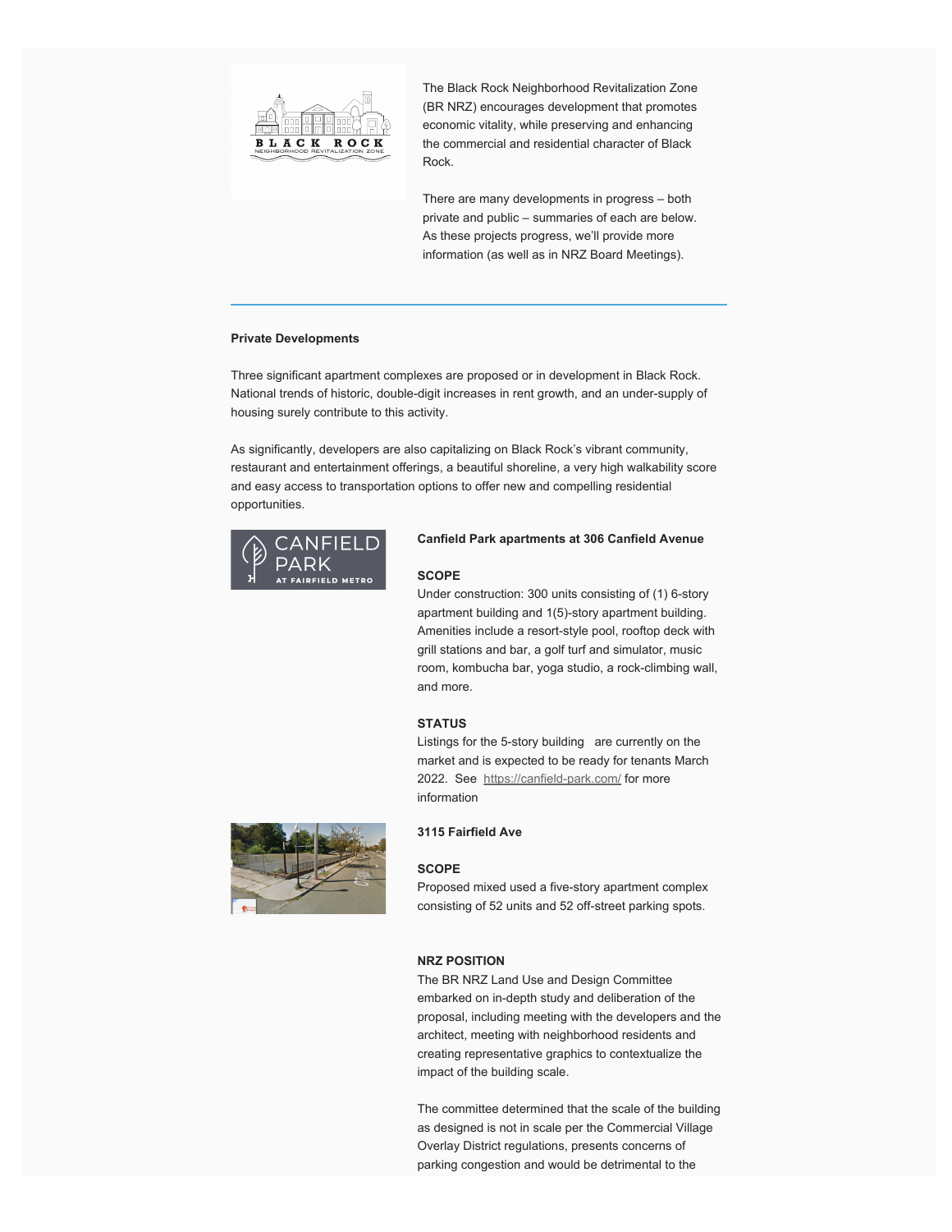The Black Rock Neighborhood Revitalization Zone (BR NRZ) encourages development that promotes economic vitality, while preserving and enhancing the commercial and residential character of Black Rock.

There are many developments in progress – both private and public – summaries of each are below. As these projects progress, we'll provide more information (as well as in NRZ Board Meetings).

---

**Private Developments**

Three significant apartment complexes are proposed or in development in Black Rock. National trends of historic, double-digit increases in rent growth, and an under-supply of housing surely contribute to this activity.

As significantly, developers are also capitalizing on Black Rock's vibrant community, restaurant and entertainment offerings, a beautiful shoreline, a very high walkability score and easy access to transportation options to offer new and compelling residential opportunities.

**Canfield Park apartments at 306 Canfield Avenue**

**SCOPE**

Under construction: 300 units consisting of (1) 6-story apartment building and 1(5)-story apartment building. Amenities include a resort-style pool, rooftop deck with grill stations and bar, a golf turf and simulator, music room, kombucha bar, yoga studio, a rock-climbing wall, and more.

**STATUS**

Listings for the 5-story building are currently on the market and is expected to be ready for tenants March 2022. See https://canfield-park.com/ for more information

**3115 Fairfield Ave**

**SCOPE**

Proposed mixed used a five-story apartment complex consisting of 52 units and 52 off-street parking spots.

**NRZ POSITION**

The BR NRZ Land Use and Design Committee embarked on in-depth study and deliberation of the proposal, including meeting with the developers and the architect, meeting with neighborhood residents and creating representative graphics to contextualize the impact of the building scale.

The committee determined that the scale of the building as designed is not in scale per the Commercial Village Overlay District regulations, presents concerns of parking congestion and would be detrimental to the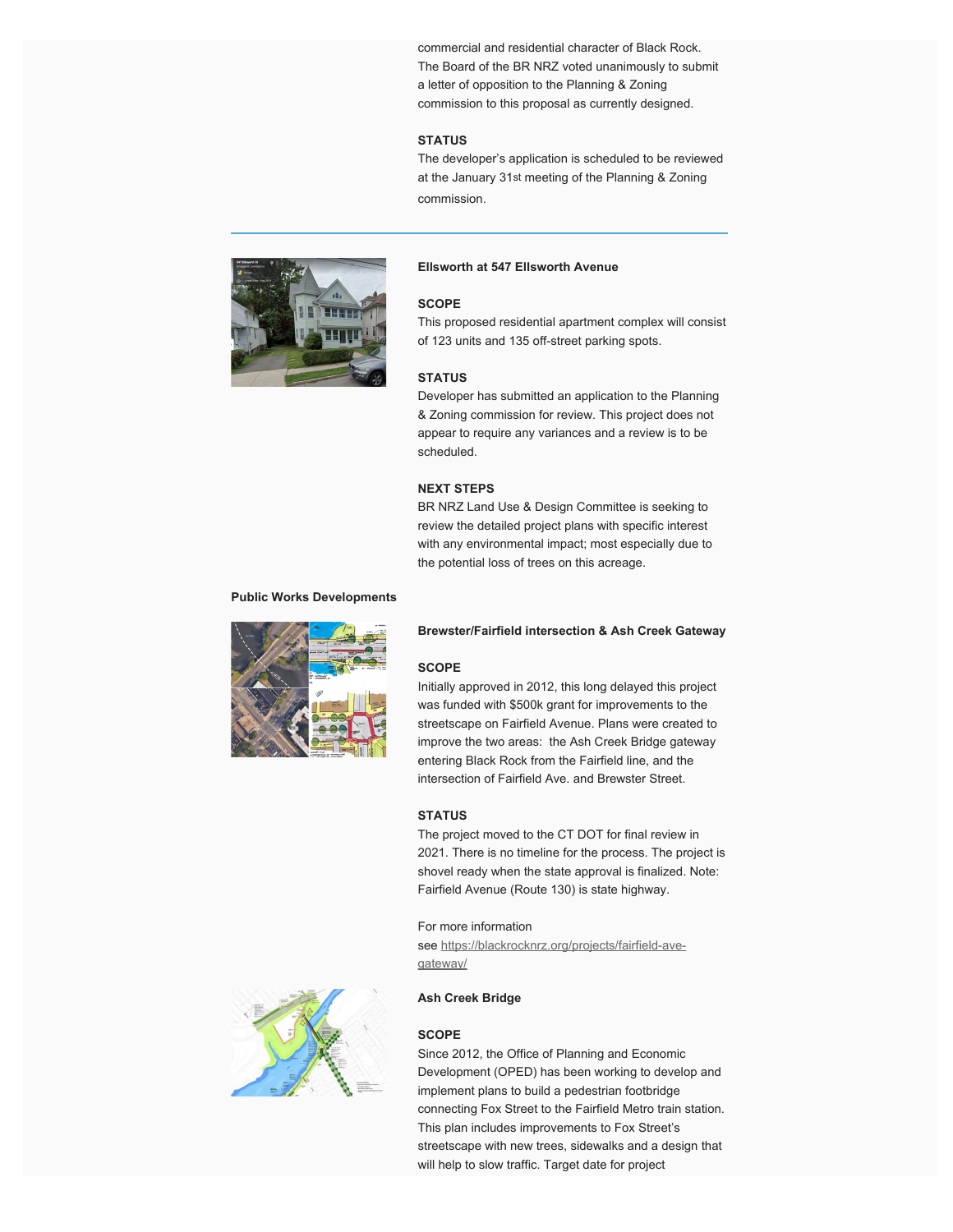commercial and residential character of Black Rock. The Board of the BR NRZ voted unanimously to submit a letter of opposition to the Planning & Zoning commission to this proposal as currently designed.

**STATUS**

The developer's application is scheduled to be reviewed at the January 31st meeting of the Planning & Zoning commission.

---

**Ellsworth at 547 Ellsworth Avenue**

**SCOPE**

This proposed residential apartment complex will consist of 123 units and 135 off-street parking spots.

**STATUS**

Developer has submitted an application to the Planning & Zoning commission for review. This project does not appear to require any variances and a review is to be scheduled.

**NEXT STEPS**

BR NRZ Land Use & Design Committee is seeking to review the detailed project plans with specific interest with any environmental impact; most especially due to the potential loss of trees on this acreage.

**Public Works Developments**

**Brewster/Fairfield intersection & Ash Creek Gateway**

**SCOPE**

Initially approved in 2012, this long delayed this project was funded with $500k grant for improvements to the streetscape on Fairfield Avenue. Plans were created to improve the two areas: the Ash Creek Bridge gateway entering Black Rock from the Fairfield line, and the intersection of Fairfield Ave. and Brewster Street.

**STATUS**

The project moved to the CT DOT for final review in 2021. There is no timeline for the process. The project is shovel ready when the state approval is finalized. Note: Fairfield Avenue (Route 130) is state highway.

For more information see https://blackrocknrz.org/projects/fairfield-ave-gateway/

**Ash Creek Bridge**

**SCOPE**

Since 2012, the Office of Planning and Economic Development (OPED) has been working to develop and implement plans to build a pedestrian footbridge connecting Fox Street to the Fairfield Metro train station. This plan includes improvements to Fox Street's streetscape with new trees, sidewalks and a design that will help to slow traffic. Target date for project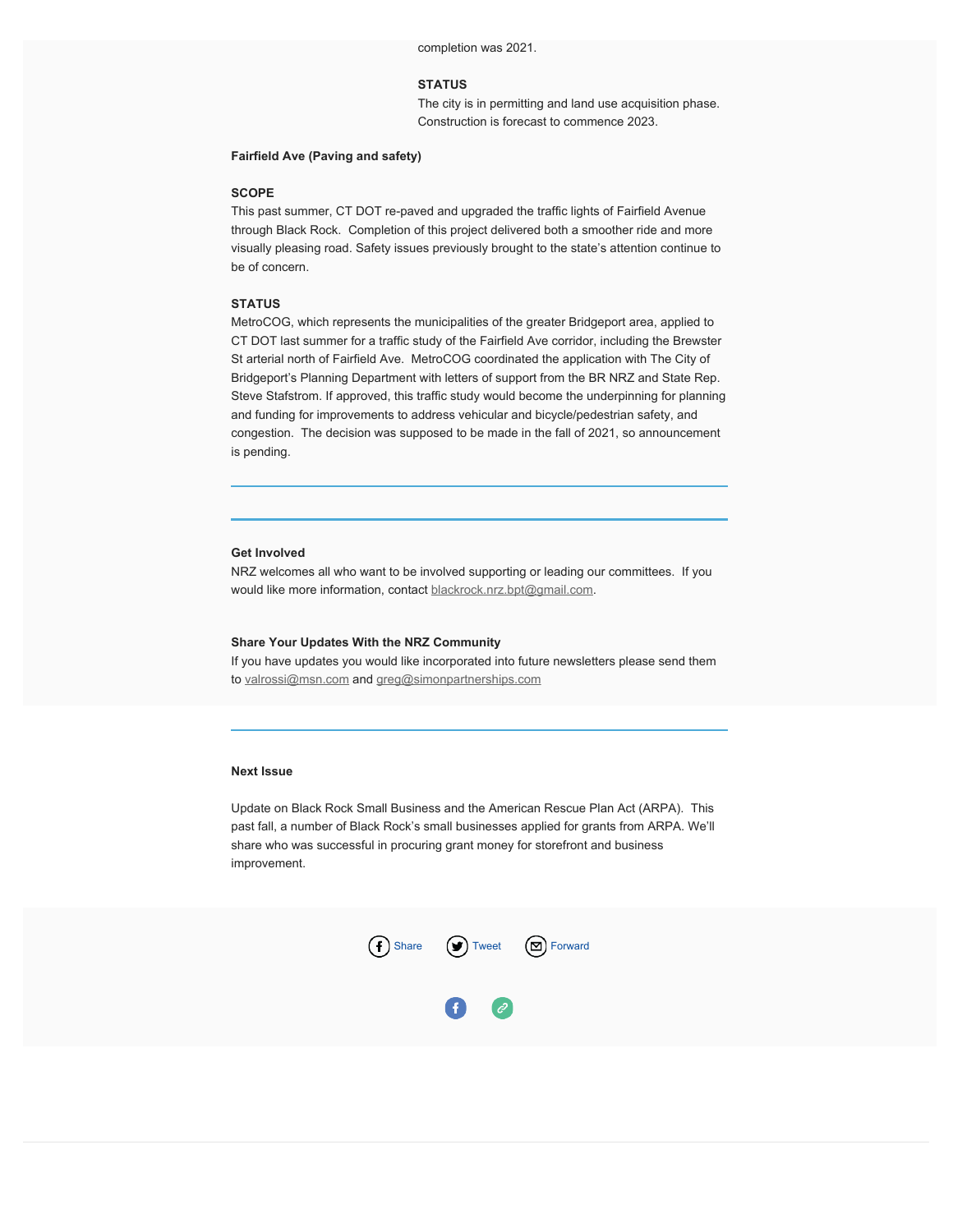completion was 2021.

**STATUS**

The city is in permitting and land use acquisition phase. Construction is forecast to commence 2023.

**Fairfield Ave (Paving and safety)**

**SCOPE**

This past summer, CT DOT re-paved and upgraded the traffic lights of Fairfield Avenue through Black Rock. Completion of this project delivered both a smoother ride and more visually pleasing road. Safety issues previously brought to the state's attention continue to be of concern.

**STATUS**

MetroCOG, which represents the municipalities of the greater Bridgeport area, applied to CT DOT last summer for a traffic study of the Fairfield Ave corridor, including the Brewster St arterial north of Fairfield Ave. MetroCOG coordinated the application with The City of Bridgeport's Planning Department with letters of support from the BR NRZ and State Rep. Steve Stafstrom. If approved, this traffic study would become the underpinning for planning and funding for improvements to address vehicular and bicycle/pedestrian safety, and congestion. The decision was supposed to be made in the fall of 2021, so announcement is pending.

---

---

**Get Involved**

NRZ welcomes all who want to be involved supporting or leading our committees. If you would like more information, contact blackrock.nrz.bpt@gmail.com.

**Share Your Updates With the NRZ Community**

If you have updates you would like incorporated into future newsletters please send them to valrossi@msn.com and greg@simonpartnerships.com

---

**Next Issue**

Update on Black Rock Small Business and the American Rescue Plan Act (ARPA). This past fall, a number of Black Rock's small businesses applied for grants from ARPA. We'll share who was successful in procuring grant money for storefront and business improvement.

Share Tweet Forward